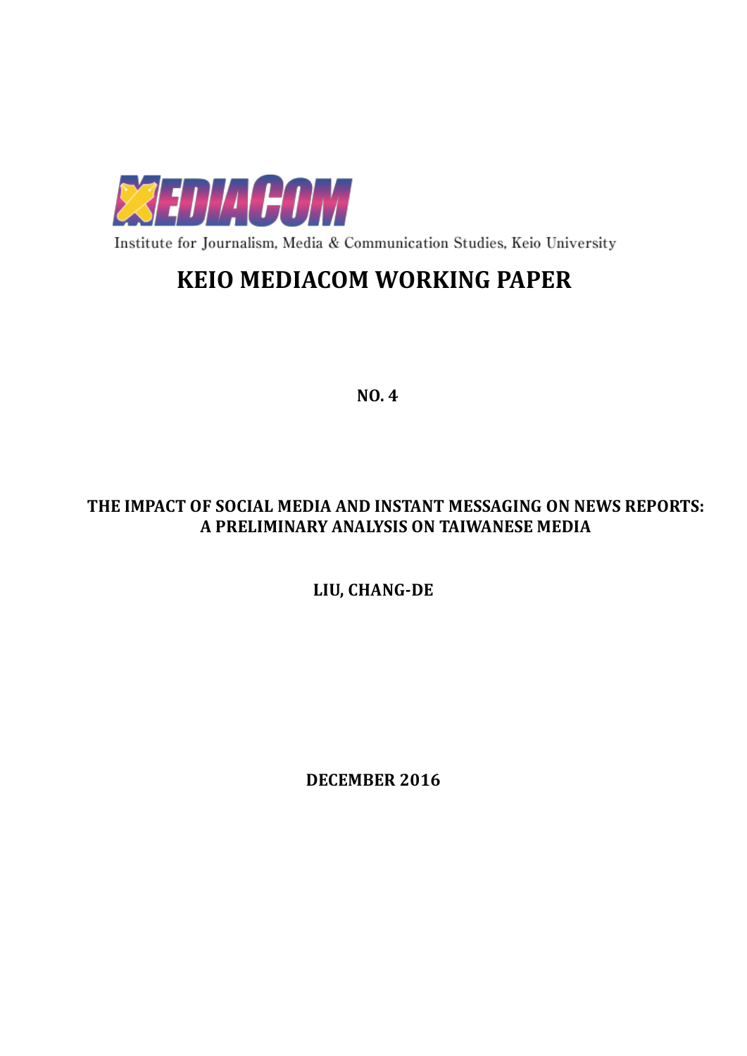MEDIACOM

Institute for Journalism, Media & Communication Studies, Keio University

# KEIO MEDIACOM WORKING PAPER

**NO. 4**

## THE IMPACT OF SOCIAL MEDIA AND INSTANT MESSAGING ON NEWS REPORTS: A PRELIMINARY ANALYSIS ON TAIWANESE MEDIA

**LIU, CHANG-DE**

**DECEMBER 2016**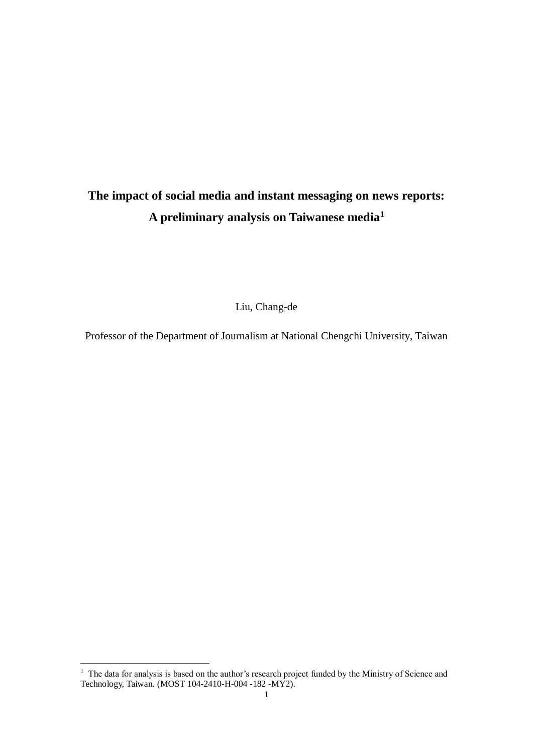# The impact of social media and instant messaging on news reports: A preliminary analysis on Taiwanese media[1]

Liu, Chang-de

Professor of the Department of Journalism at National Chengchi University, Taiwan

[1] The data for analysis is based on the author's research project funded by the Ministry of Science and Technology, Taiwan. (MOST 104-2410-H-004 -182 -MY2).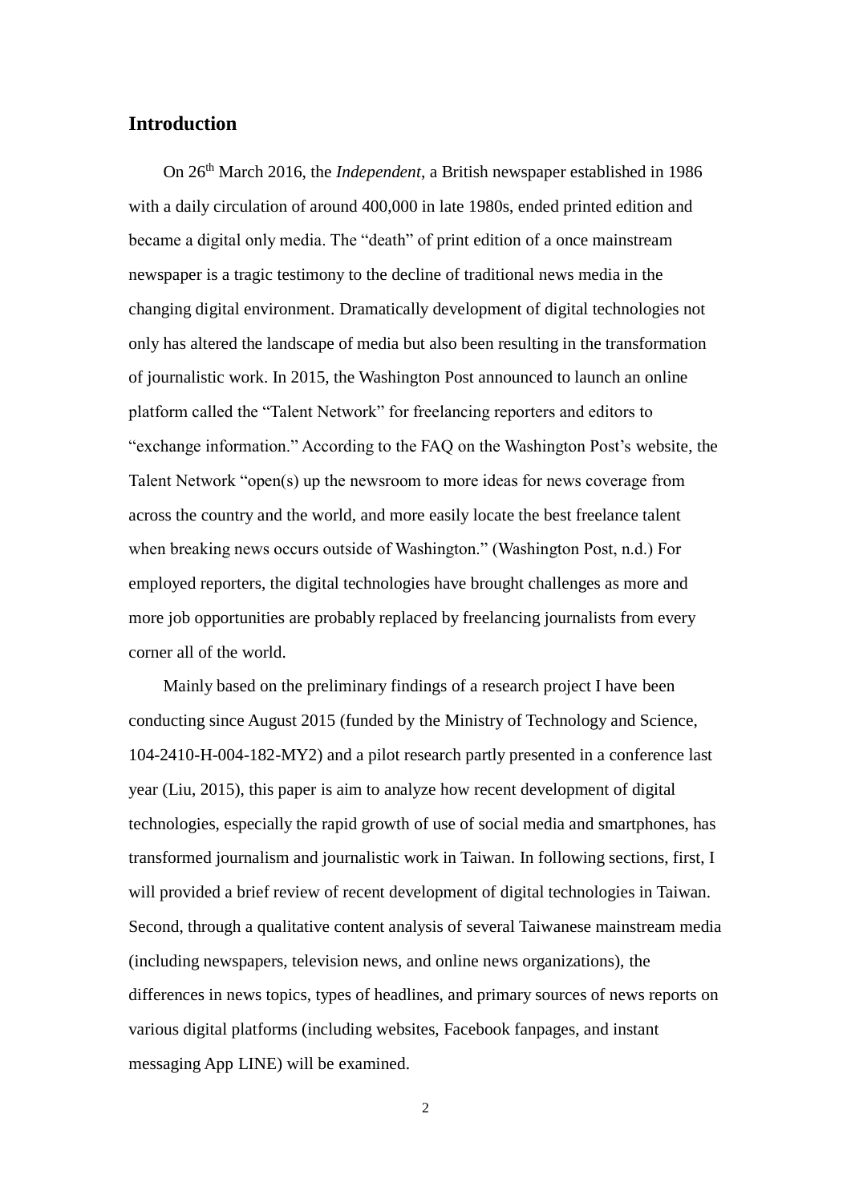## Introduction

On 26th March 2016, the *Independent*, a British newspaper established in 1986 with a daily circulation of around 400,000 in late 1980s, ended printed edition and became a digital only media. The "death" of print edition of a once mainstream newspaper is a tragic testimony to the decline of traditional news media in the changing digital environment. Dramatically development of digital technologies not only has altered the landscape of media but also been resulting in the transformation of journalistic work. In 2015, the Washington Post announced to launch an online platform called the "Talent Network" for freelancing reporters and editors to "exchange information." According to the FAQ on the Washington Post's website, the Talent Network "open(s) up the newsroom to more ideas for news coverage from across the country and the world, and more easily locate the best freelance talent when breaking news occurs outside of Washington." (Washington Post, n.d.) For employed reporters, the digital technologies have brought challenges as more and more job opportunities are probably replaced by freelancing journalists from every corner all of the world.

Mainly based on the preliminary findings of a research project I have been conducting since August 2015 (funded by the Ministry of Technology and Science, 104-2410-H-004-182-MY2) and a pilot research partly presented in a conference last year (Liu, 2015), this paper is aim to analyze how recent development of digital technologies, especially the rapid growth of use of social media and smartphones, has transformed journalism and journalistic work in Taiwan. In following sections, first, I will provided a brief review of recent development of digital technologies in Taiwan. Second, through a qualitative content analysis of several Taiwanese mainstream media (including newspapers, television news, and online news organizations), the differences in news topics, types of headlines, and primary sources of news reports on various digital platforms (including websites, Facebook fanpages, and instant messaging App LINE) will be examined.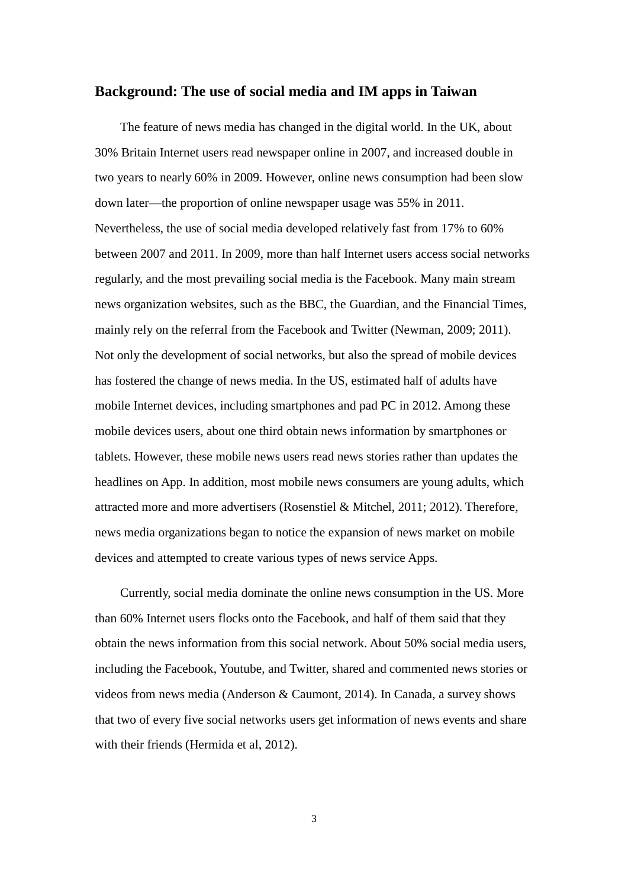## Background: The use of social media and IM apps in Taiwan

The feature of news media has changed in the digital world. In the UK, about 30% Britain Internet users read newspaper online in 2007, and increased double in two years to nearly 60% in 2009. However, online news consumption had been slow down later—the proportion of online newspaper usage was 55% in 2011. Nevertheless, the use of social media developed relatively fast from 17% to 60% between 2007 and 2011. In 2009, more than half Internet users access social networks regularly, and the most prevailing social media is the Facebook. Many main stream news organization websites, such as the BBC, the Guardian, and the Financial Times, mainly rely on the referral from the Facebook and Twitter (Newman, 2009; 2011). Not only the development of social networks, but also the spread of mobile devices has fostered the change of news media. In the US, estimated half of adults have mobile Internet devices, including smartphones and pad PC in 2012. Among these mobile devices users, about one third obtain news information by smartphones or tablets. However, these mobile news users read news stories rather than updates the headlines on App. In addition, most mobile news consumers are young adults, which attracted more and more advertisers (Rosenstiel & Mitchel, 2011; 2012). Therefore, news media organizations began to notice the expansion of news market on mobile devices and attempted to create various types of news service Apps.

Currently, social media dominate the online news consumption in the US. More than 60% Internet users flocks onto the Facebook, and half of them said that they obtain the news information from this social network. About 50% social media users, including the Facebook, Youtube, and Twitter, shared and commented news stories or videos from news media (Anderson & Caumont, 2014). In Canada, a survey shows that two of every five social networks users get information of news events and share with their friends (Hermida et al, 2012).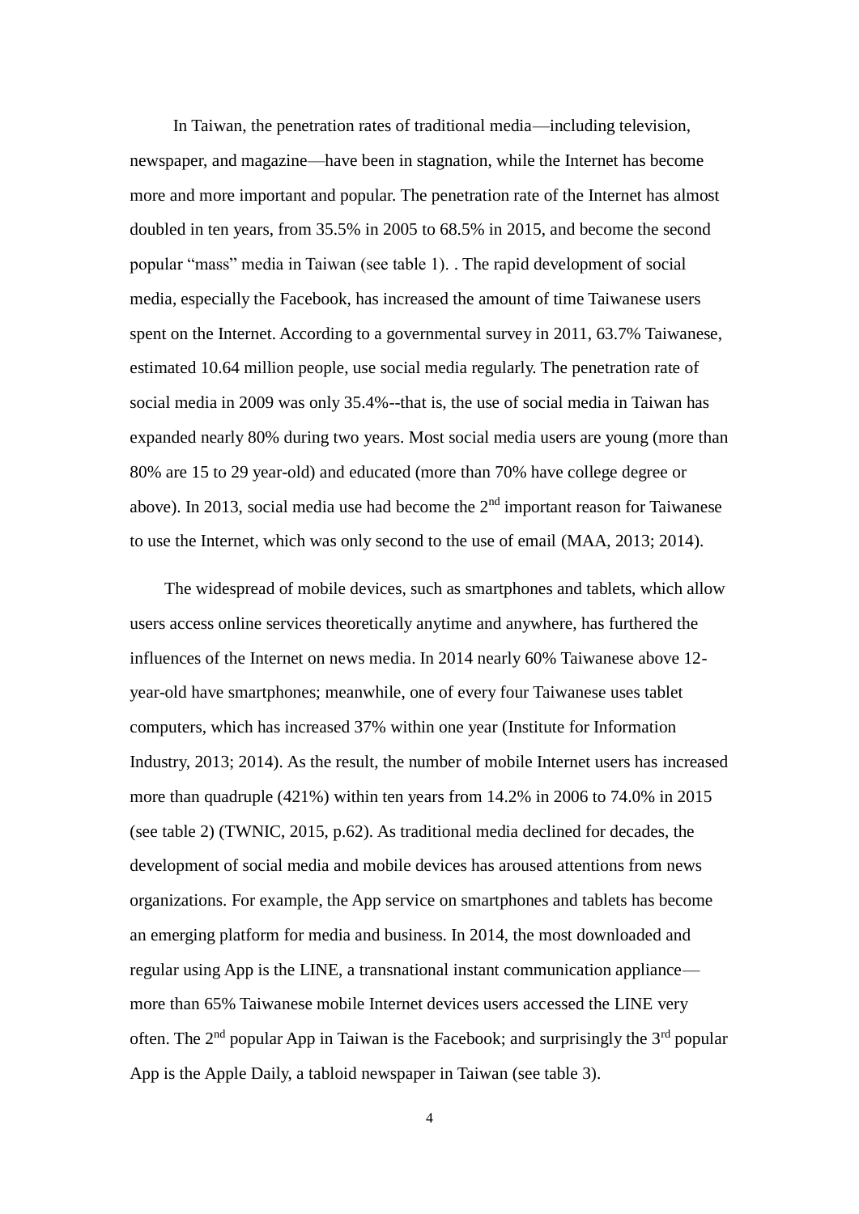In Taiwan, the penetration rates of traditional media—including television, newspaper, and magazine—have been in stagnation, while the Internet has become more and more important and popular. The penetration rate of the Internet has almost doubled in ten years, from 35.5% in 2005 to 68.5% in 2015, and become the second popular "mass" media in Taiwan (see table 1). . The rapid development of social media, especially the Facebook, has increased the amount of time Taiwanese users spent on the Internet. According to a governmental survey in 2011, 63.7% Taiwanese, estimated 10.64 million people, use social media regularly. The penetration rate of social media in 2009 was only 35.4%--that is, the use of social media in Taiwan has expanded nearly 80% during two years. Most social media users are young (more than 80% are 15 to 29 year-old) and educated (more than 70% have college degree or above). In 2013, social media use had become the 2nd important reason for Taiwanese to use the Internet, which was only second to the use of email (MAA, 2013; 2014).

The widespread of mobile devices, such as smartphones and tablets, which allow users access online services theoretically anytime and anywhere, has furthered the influences of the Internet on news media. In 2014 nearly 60% Taiwanese above 12-year-old have smartphones; meanwhile, one of every four Taiwanese uses tablet computers, which has increased 37% within one year (Institute for Information Industry, 2013; 2014). As the result, the number of mobile Internet users has increased more than quadruple (421%) within ten years from 14.2% in 2006 to 74.0% in 2015 (see table 2) (TWNIC, 2015, p.62). As traditional media declined for decades, the development of social media and mobile devices has aroused attentions from news organizations. For example, the App service on smartphones and tablets has become an emerging platform for media and business. In 2014, the most downloaded and regular using App is the LINE, a transnational instant communication appliance—more than 65% Taiwanese mobile Internet devices users accessed the LINE very often. The 2nd popular App in Taiwan is the Facebook; and surprisingly the 3rd popular App is the Apple Daily, a tabloid newspaper in Taiwan (see table 3).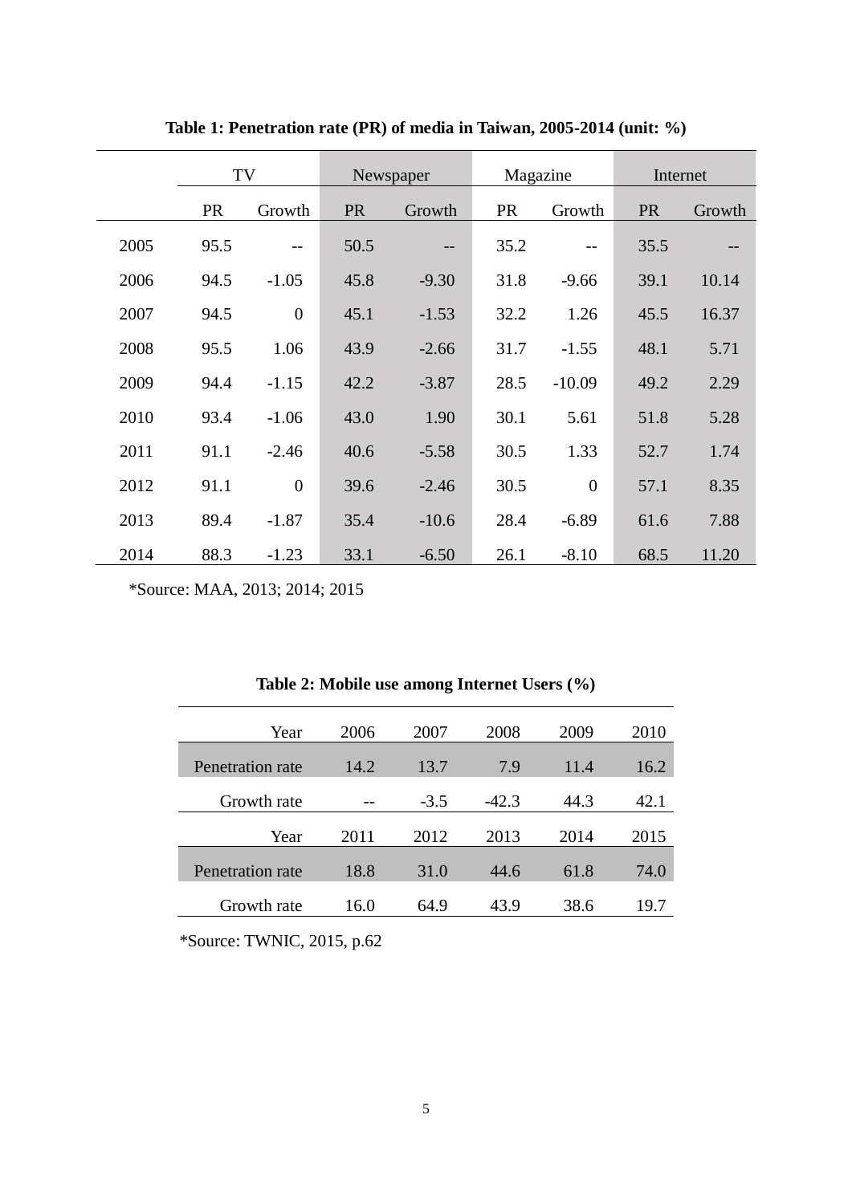**Table 1: Penetration rate (PR) of media in Taiwan, 2005-2014 (unit: %)**

| | TV | | Newspaper | | Magazine | | Internet | |
|---|---|---|---|---|---|---|---|---|
| | PR | Growth | PR | Growth | PR | Growth | PR | Growth |
| 2005 | 95.5 | -- | 50.5 | -- | 35.2 | -- | 35.5 | -- |
| 2006 | 94.5 | -1.05 | 45.8 | -9.30 | 31.8 | -9.66 | 39.1 | 10.14 |
| 2007 | 94.5 | 0 | 45.1 | -1.53 | 32.2 | 1.26 | 45.5 | 16.37 |
| 2008 | 95.5 | 1.06 | 43.9 | -2.66 | 31.7 | -1.55 | 48.1 | 5.71 |
| 2009 | 94.4 | -1.15 | 42.2 | -3.87 | 28.5 | -10.09 | 49.2 | 2.29 |
| 2010 | 93.4 | -1.06 | 43.0 | 1.90 | 30.1 | 5.61 | 51.8 | 5.28 |
| 2011 | 91.1 | -2.46 | 40.6 | -5.58 | 30.5 | 1.33 | 52.7 | 1.74 |
| 2012 | 91.1 | 0 | 39.6 | -2.46 | 30.5 | 0 | 57.1 | 8.35 |
| 2013 | 89.4 | -1.87 | 35.4 | -10.6 | 28.4 | -6.89 | 61.6 | 7.88 |
| 2014 | 88.3 | -1.23 | 33.1 | -6.50 | 26.1 | -8.10 | 68.5 | 11.20 |

*Source: MAA, 2013; 2014; 2015

**Table 2: Mobile use among Internet Users (%)**

| Year | 2006 | 2007 | 2008 | 2009 | 2010 |
|---|---|---|---|---|---|
| Penetration rate | 14.2 | 13.7 | 7.9 | 11.4 | 16.2 |
| Growth rate | -- | -3.5 | -42.3 | 44.3 | 42.1 |
| Year | 2011 | 2012 | 2013 | 2014 | 2015 |
| Penetration rate | 18.8 | 31.0 | 44.6 | 61.8 | 74.0 |
| Growth rate | 16.0 | 64.9 | 43.9 | 38.6 | 19.7 |

*Source: TWNIC, 2015, p.62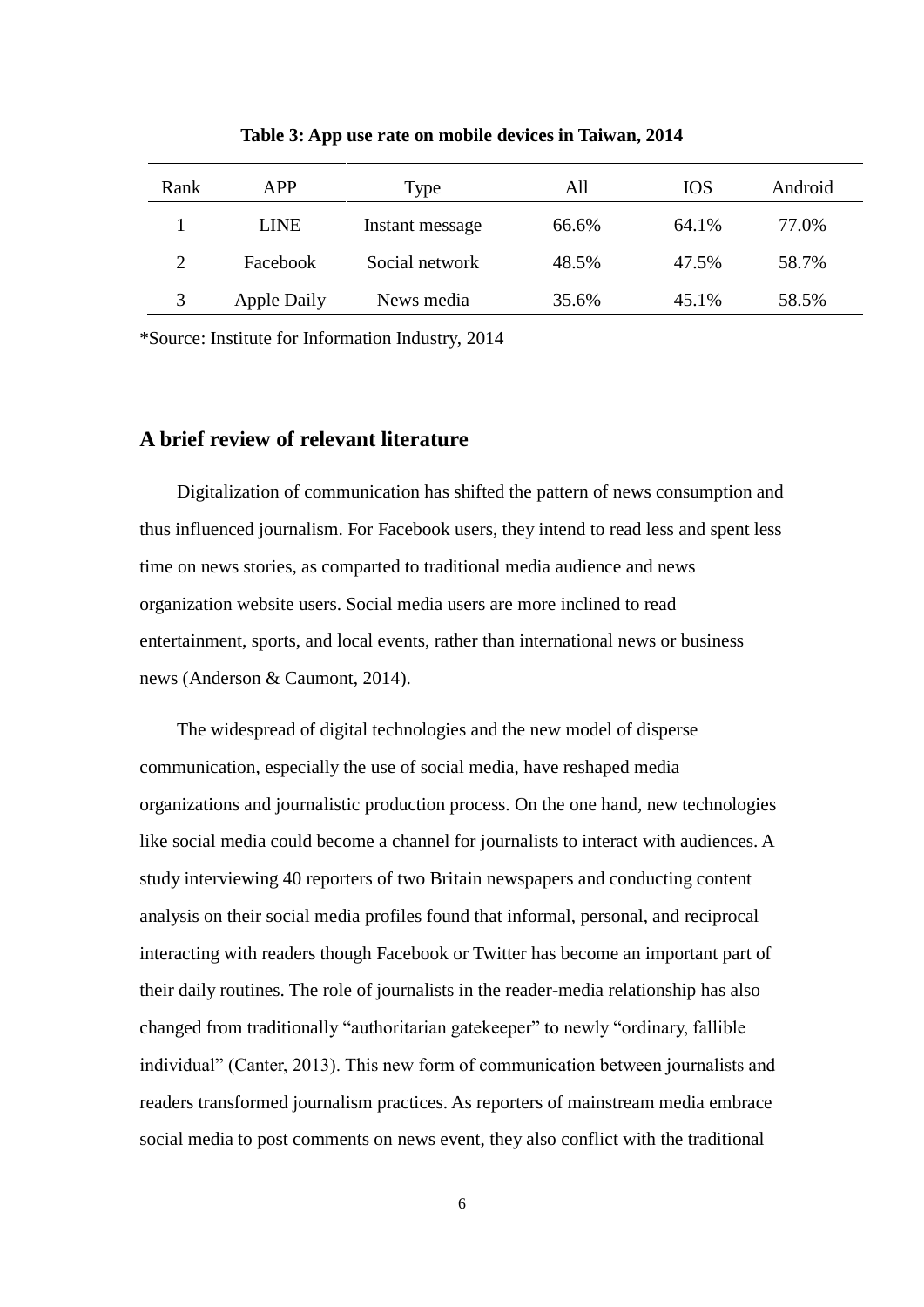**Table 3: App use rate on mobile devices in Taiwan, 2014**

| Rank | APP | Type | All | IOS | Android |
|---|---|---|---|---|---|
| 1 | LINE | Instant message | 66.6% | 64.1% | 77.0% |
| 2 | Facebook | Social network | 48.5% | 47.5% | 58.7% |
| 3 | Apple Daily | News media | 35.6% | 45.1% | 58.5% |

*Source: Institute for Information Industry, 2014

## A brief review of relevant literature

Digitalization of communication has shifted the pattern of news consumption and thus influenced journalism. For Facebook users, they intend to read less and spent less time on news stories, as comparted to traditional media audience and news organization website users. Social media users are more inclined to read entertainment, sports, and local events, rather than international news or business news (Anderson & Caumont, 2014).

The widespread of digital technologies and the new model of disperse communication, especially the use of social media, have reshaped media organizations and journalistic production process. On the one hand, new technologies like social media could become a channel for journalists to interact with audiences. A study interviewing 40 reporters of two Britain newspapers and conducting content analysis on their social media profiles found that informal, personal, and reciprocal interacting with readers though Facebook or Twitter has become an important part of their daily routines. The role of journalists in the reader-media relationship has also changed from traditionally "authoritarian gatekeeper" to newly "ordinary, fallible individual" (Canter, 2013). This new form of communication between journalists and readers transformed journalism practices. As reporters of mainstream media embrace social media to post comments on news event, they also conflict with the traditional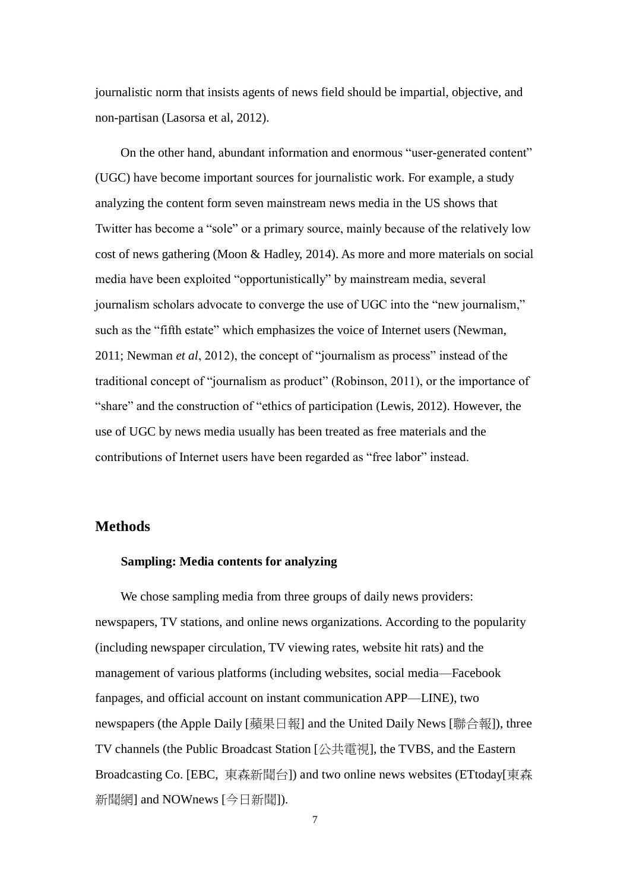journalistic norm that insists agents of news field should be impartial, objective, and non-partisan (Lasorsa et al, 2012).

On the other hand, abundant information and enormous "user-generated content" (UGC) have become important sources for journalistic work. For example, a study analyzing the content form seven mainstream news media in the US shows that Twitter has become a "sole" or a primary source, mainly because of the relatively low cost of news gathering (Moon & Hadley, 2014). As more and more materials on social media have been exploited "opportunistically" by mainstream media, several journalism scholars advocate to converge the use of UGC into the "new journalism," such as the "fifth estate" which emphasizes the voice of Internet users (Newman, 2011; Newman *et al*, 2012), the concept of "journalism as process" instead of the traditional concept of "journalism as product" (Robinson, 2011), or the importance of "share" and the construction of "ethics of participation (Lewis, 2012). However, the use of UGC by news media usually has been treated as free materials and the contributions of Internet users have been regarded as "free labor" instead.

## Methods

### Sampling: Media contents for analyzing

We chose sampling media from three groups of daily news providers: newspapers, TV stations, and online news organizations. According to the popularity (including newspaper circulation, TV viewing rates, website hit rats) and the management of various platforms (including websites, social media—Facebook fanpages, and official account on instant communication APP—LINE), two newspapers (the Apple Daily [蘋果日報] and the United Daily News [聯合報]), three TV channels (the Public Broadcast Station [公共電視], the TVBS, and the Eastern Broadcasting Co. [EBC, 東森新聞台]) and two online news websites (ETtoday[東森新聞網] and NOWnews [今日新聞]).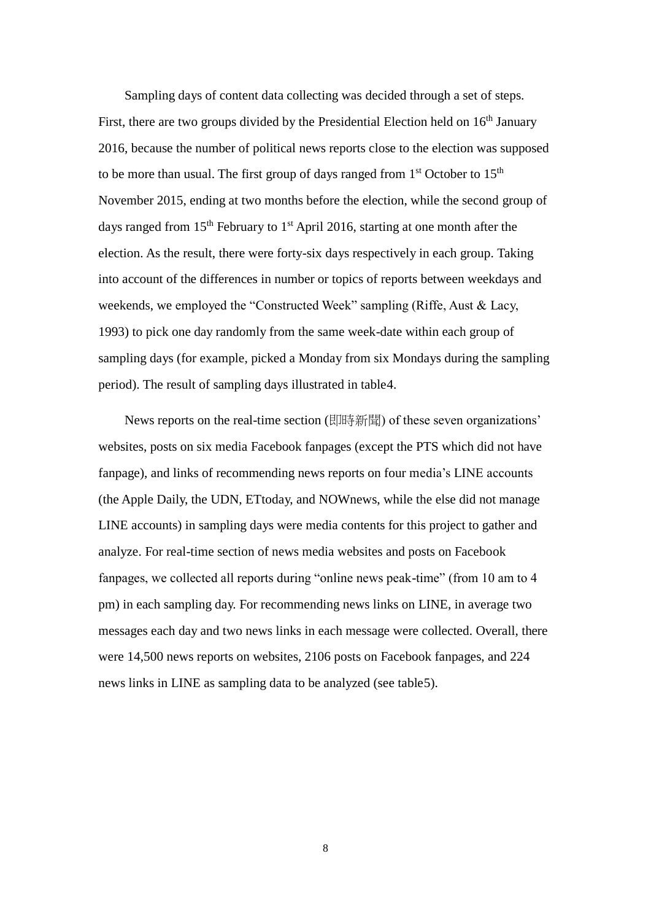Sampling days of content data collecting was decided through a set of steps. First, there are two groups divided by the Presidential Election held on 16th January 2016, because the number of political news reports close to the election was supposed to be more than usual. The first group of days ranged from 1st October to 15th November 2015, ending at two months before the election, while the second group of days ranged from 15th February to 1st April 2016, starting at one month after the election. As the result, there were forty-six days respectively in each group. Taking into account of the differences in number or topics of reports between weekdays and weekends, we employed the "Constructed Week" sampling (Riffe, Aust & Lacy, 1993) to pick one day randomly from the same week-date within each group of sampling days (for example, picked a Monday from six Mondays during the sampling period). The result of sampling days illustrated in table4.

News reports on the real-time section (即時新聞) of these seven organizations' websites, posts on six media Facebook fanpages (except the PTS which did not have fanpage), and links of recommending news reports on four media's LINE accounts (the Apple Daily, the UDN, ETtoday, and NOWnews, while the else did not manage LINE accounts) in sampling days were media contents for this project to gather and analyze. For real-time section of news media websites and posts on Facebook fanpages, we collected all reports during "online news peak-time" (from 10 am to 4 pm) in each sampling day. For recommending news links on LINE, in average two messages each day and two news links in each message were collected. Overall, there were 14,500 news reports on websites, 2106 posts on Facebook fanpages, and 224 news links in LINE as sampling data to be analyzed (see table5).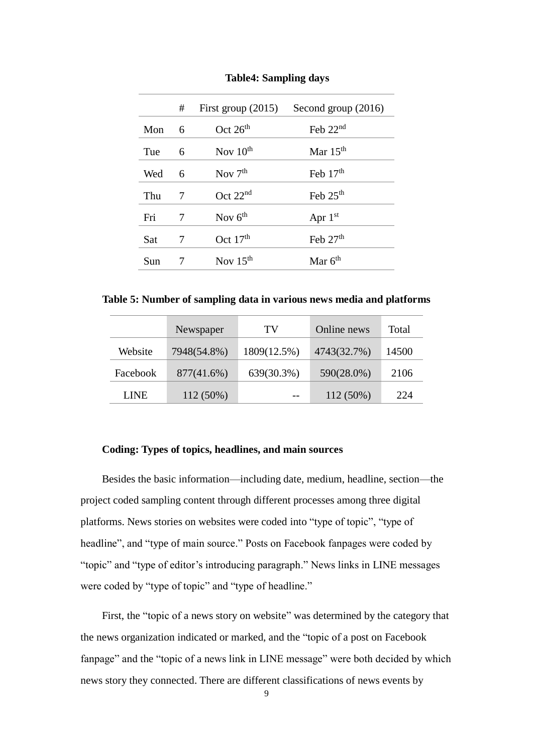**Table4: Sampling days**

| | # | First group (2015) | Second group (2016) |
|---|---|---|---|
| Mon | 6 | Oct 26th | Feb 22nd |
| Tue | 6 | Nov 10th | Mar 15th |
| Wed | 6 | Nov 7th | Feb 17th |
| Thu | 7 | Oct 22nd | Feb 25th |
| Fri | 7 | Nov 6th | Apr 1st |
| Sat | 7 | Oct 17th | Feb 27th |
| Sun | 7 | Nov 15th | Mar 6th |

**Table 5: Number of sampling data in various news media and platforms**

| | Newspaper | TV | Online news | Total |
|---|---|---|---|---|
| Website | 7948(54.8%) | 1809(12.5%) | 4743(32.7%) | 14500 |
| Facebook | 877(41.6%) | 639(30.3%) | 590(28.0%) | 2106 |
| LINE | 112 (50%) | -- | 112 (50%) | 224 |

**Coding: Types of topics, headlines, and main sources**

Besides the basic information—including date, medium, headline, section—the project coded sampling content through different processes among three digital platforms. News stories on websites were coded into "type of topic", "type of headline", and "type of main source." Posts on Facebook fanpages were coded by "topic" and "type of editor's introducing paragraph." News links in LINE messages were coded by "type of topic" and "type of headline."

First, the "topic of a news story on website" was determined by the category that the news organization indicated or marked, and the "topic of a post on Facebook fanpage" and the "topic of a news link in LINE message" were both decided by which news story they connected. There are different classifications of news events by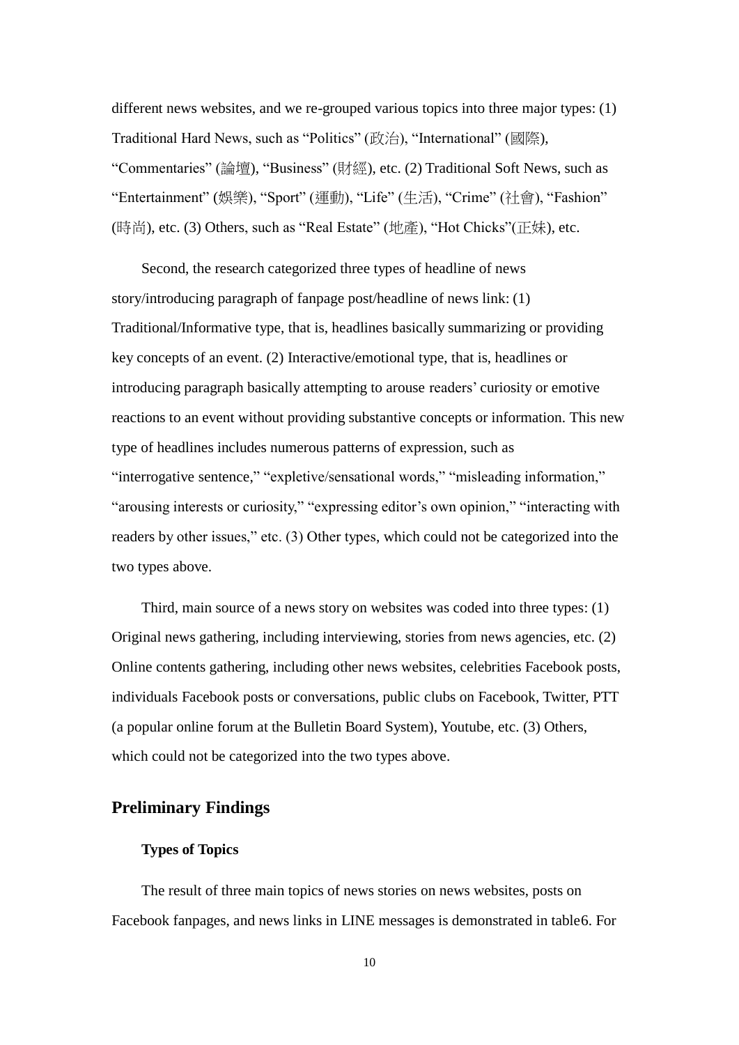different news websites, and we re-grouped various topics into three major types: (1) Traditional Hard News, such as "Politics" (政治), "International" (國際), "Commentaries" (論壇), "Business" (財經), etc. (2) Traditional Soft News, such as "Entertainment" (娛樂), "Sport" (運動), "Life" (生活), "Crime" (社會), "Fashion" (時尚), etc. (3) Others, such as "Real Estate" (地產), "Hot Chicks"(正妹), etc.

Second, the research categorized three types of headline of news story/introducing paragraph of fanpage post/headline of news link: (1) Traditional/Informative type, that is, headlines basically summarizing or providing key concepts of an event. (2) Interactive/emotional type, that is, headlines or introducing paragraph basically attempting to arouse readers' curiosity or emotive reactions to an event without providing substantive concepts or information. This new type of headlines includes numerous patterns of expression, such as "interrogative sentence," "expletive/sensational words," "misleading information," "arousing interests or curiosity," "expressing editor's own opinion," "interacting with readers by other issues," etc. (3) Other types, which could not be categorized into the two types above.

Third, main source of a news story on websites was coded into three types: (1) Original news gathering, including interviewing, stories from news agencies, etc. (2) Online contents gathering, including other news websites, celebrities Facebook posts, individuals Facebook posts or conversations, public clubs on Facebook, Twitter, PTT (a popular online forum at the Bulletin Board System), Youtube, etc. (3) Others, which could not be categorized into the two types above.

## Preliminary Findings

### Types of Topics

The result of three main topics of news stories on news websites, posts on Facebook fanpages, and news links in LINE messages is demonstrated in table6. For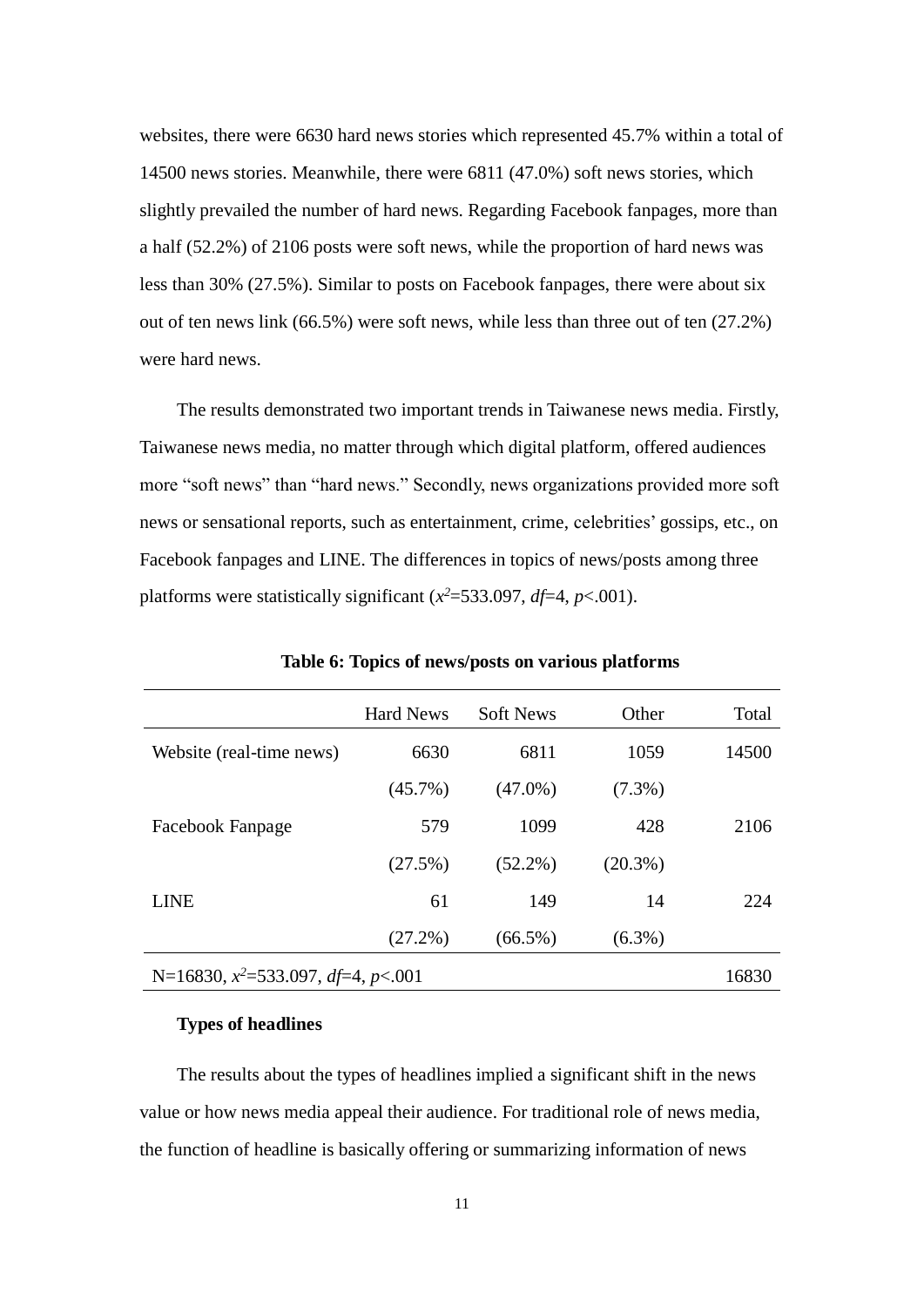websites, there were 6630 hard news stories which represented 45.7% within a total of 14500 news stories. Meanwhile, there were 6811 (47.0%) soft news stories, which slightly prevailed the number of hard news. Regarding Facebook fanpages, more than a half (52.2%) of 2106 posts were soft news, while the proportion of hard news was less than 30% (27.5%). Similar to posts on Facebook fanpages, there were about six out of ten news link (66.5%) were soft news, while less than three out of ten (27.2%) were hard news.

The results demonstrated two important trends in Taiwanese news media. Firstly, Taiwanese news media, no matter through which digital platform, offered audiences more "soft news" than "hard news." Secondly, news organizations provided more soft news or sensational reports, such as entertainment, crime, celebrities' gossips, etc., on Facebook fanpages and LINE. The differences in topics of news/posts among three platforms were statistically significant ($x^2$=533.097, *df*=4, $p$<.001).

**Table 6: Topics of news/posts on various platforms**

| | Hard News | Soft News | Other | Total |
|---|---|---|---|---|
| Website (real-time news) | 6630 | 6811 | 1059 | 14500 |
| | (45.7%) | (47.0%) | (7.3%) | |
| Facebook Fanpage | 579 | 1099 | 428 | 2106 |
| | (27.5%) | (52.2%) | (20.3%) | |
| LINE | 61 | 149 | 14 | 224 |
| | (27.2%) | (66.5%) | (6.3%) | |
| N=16830, $x^2$=533.097, *df*=4, $p$<.001 | | | | 16830 |

**Types of headlines**

The results about the types of headlines implied a significant shift in the news value or how news media appeal their audience. For traditional role of news media, the function of headline is basically offering or summarizing information of news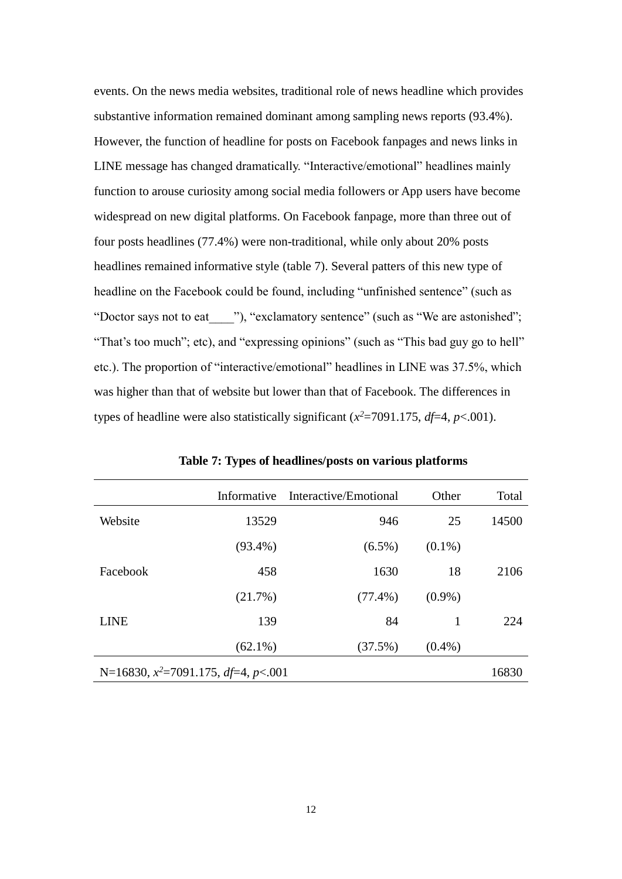events. On the news media websites, traditional role of news headline which provides substantive information remained dominant among sampling news reports (93.4%). However, the function of headline for posts on Facebook fanpages and news links in LINE message has changed dramatically. "Interactive/emotional" headlines mainly function to arouse curiosity among social media followers or App users have become widespread on new digital platforms. On Facebook fanpage, more than three out of four posts headlines (77.4%) were non-traditional, while only about 20% posts headlines remained informative style (table 7). Several patters of this new type of headline on the Facebook could be found, including "unfinished sentence" (such as "Doctor says not to eat____"), "exclamatory sentence" (such as "We are astonished"; "That's too much"; etc), and "expressing opinions" (such as "This bad guy go to hell" etc.). The proportion of "interactive/emotional" headlines in LINE was 37.5%, which was higher than that of website but lower than that of Facebook. The differences in types of headline were also statistically significant ($x^2$=7091.175, *df*=4, $p$<.001).

**Table 7: Types of headlines/posts on various platforms**

| | Informative | Interactive/Emotional | Other | Total |
|---|---|---|---|---|
| Website | 13529 | 946 | 25 | 14500 |
| | (93.4%) | (6.5%) | (0.1%) | |
| Facebook | 458 | 1630 | 18 | 2106 |
| | (21.7%) | (77.4%) | (0.9%) | |
| LINE | 139 | 84 | 1 | 224 |
| | (62.1%) | (37.5%) | (0.4%) | |
| N=16830, $x^2$=7091.175, *df*=4, $p$<.001 | | | | 16830 |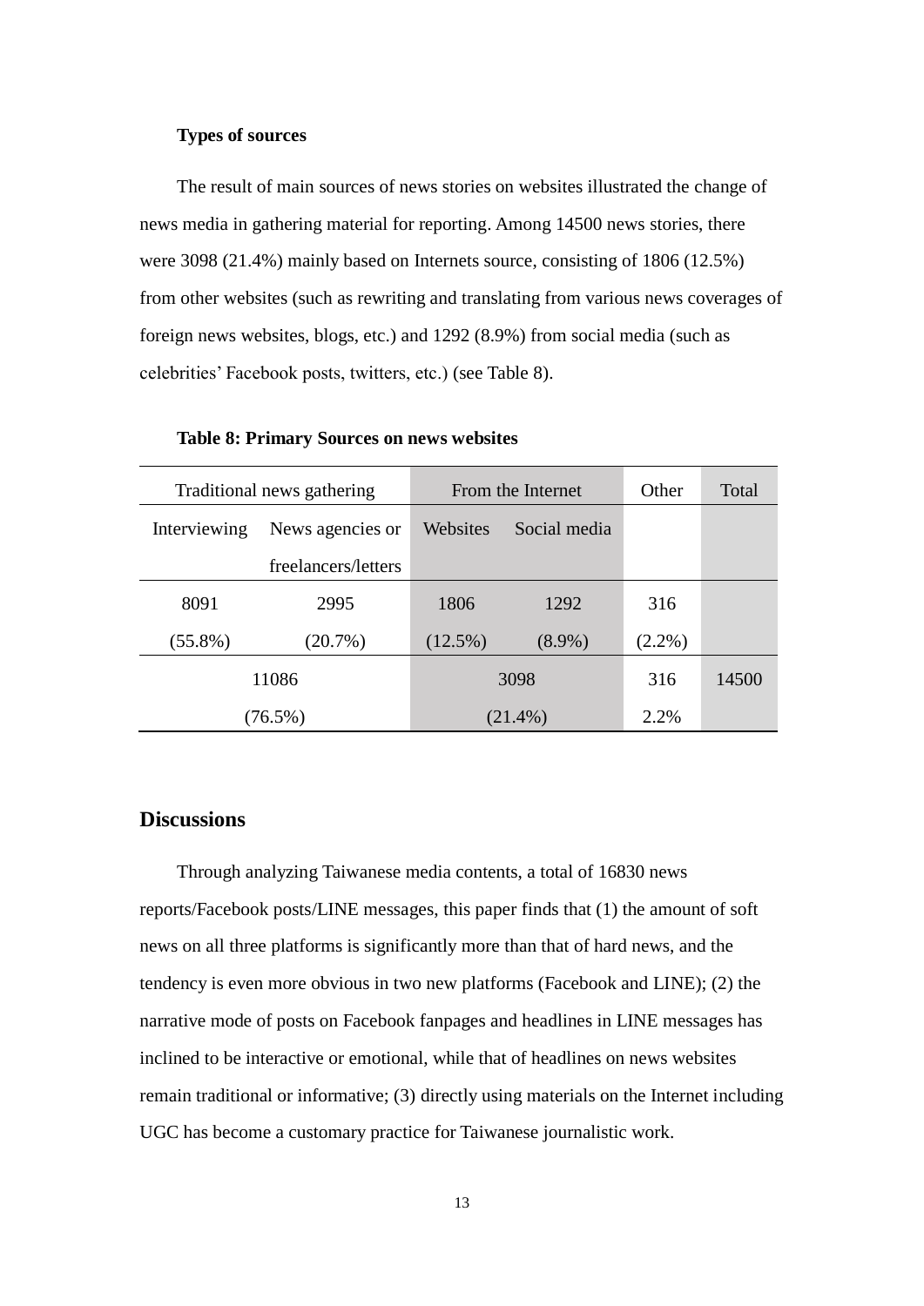### Types of sources

The result of main sources of news stories on websites illustrated the change of news media in gathering material for reporting. Among 14500 news stories, there were 3098 (21.4%) mainly based on Internets source, consisting of 1806 (12.5%) from other websites (such as rewriting and translating from various news coverages of foreign news websites, blogs, etc.) and 1292 (8.9%) from social media (such as celebrities' Facebook posts, twitters, etc.) (see Table 8).

**Table 8: Primary Sources on news websites**

| Traditional news gathering | | From the Internet | | Other | Total |
|---|---|---|---|---|---|
| Interviewing | News agencies or freelancers/letters | Websites | Social media | | |
| 8091 (55.8%) | 2995 (20.7%) | 1806 (12.5%) | 1292 (8.9%) | 316 (2.2%) | |
| 11086 (76.5%) | | 3098 (21.4%) | | 316 2.2% | 14500 |

## Discussions

Through analyzing Taiwanese media contents, a total of 16830 news reports/Facebook posts/LINE messages, this paper finds that (1) the amount of soft news on all three platforms is significantly more than that of hard news, and the tendency is even more obvious in two new platforms (Facebook and LINE); (2) the narrative mode of posts on Facebook fanpages and headlines in LINE messages has inclined to be interactive or emotional, while that of headlines on news websites remain traditional or informative; (3) directly using materials on the Internet including UGC has become a customary practice for Taiwanese journalistic work.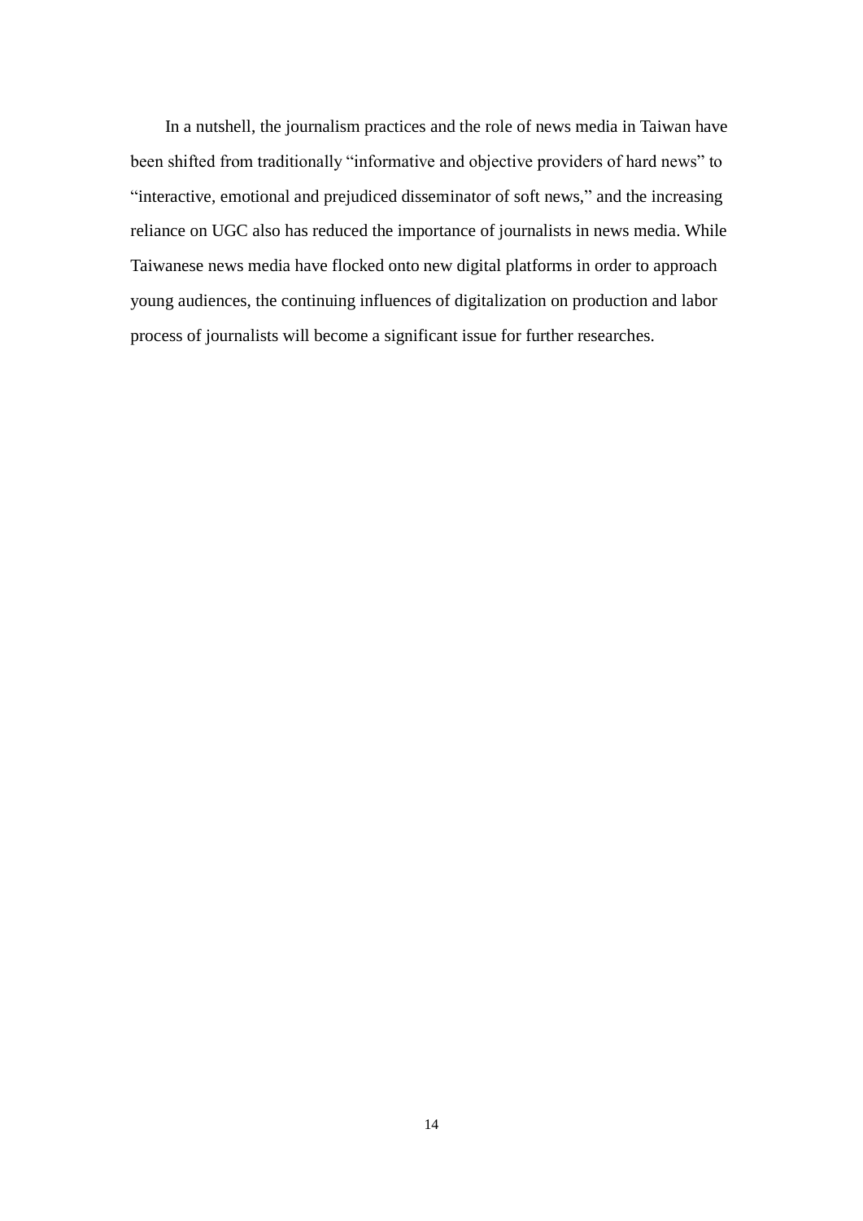In a nutshell, the journalism practices and the role of news media in Taiwan have been shifted from traditionally "informative and objective providers of hard news" to "interactive, emotional and prejudiced disseminator of soft news," and the increasing reliance on UGC also has reduced the importance of journalists in news media. While Taiwanese news media have flocked onto new digital platforms in order to approach young audiences, the continuing influences of digitalization on production and labor process of journalists will become a significant issue for further researches.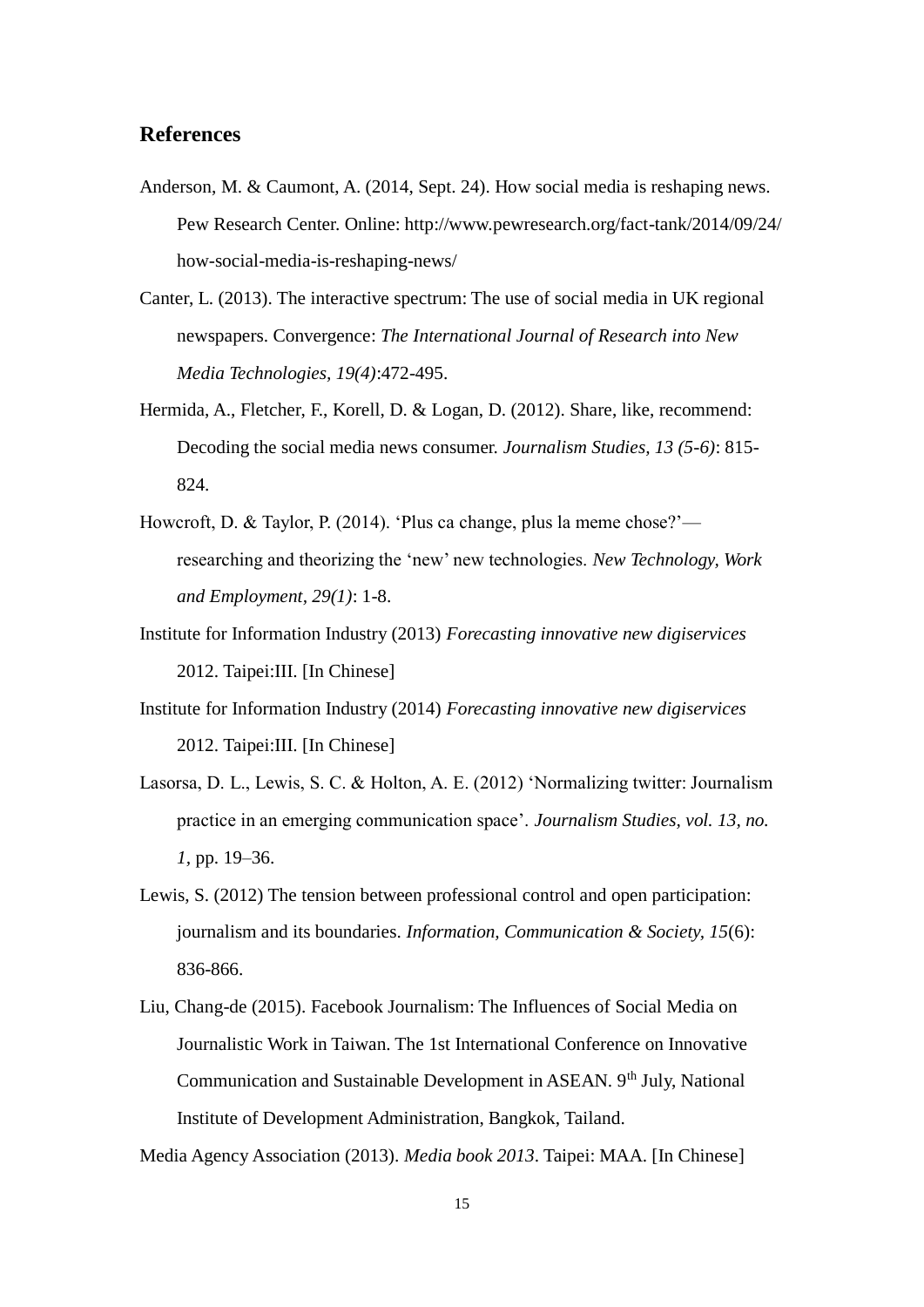## References

Anderson, M. & Caumont, A. (2014, Sept. 24). How social media is reshaping news. Pew Research Center. Online: http://www.pewresearch.org/fact-tank/2014/09/24/how-social-media-is-reshaping-news/

Canter, L. (2013). The interactive spectrum: The use of social media in UK regional newspapers. Convergence: *The International Journal of Research into New Media Technologies, 19(4)*:472-495.

Hermida, A., Fletcher, F., Korell, D. & Logan, D. (2012). Share, like, recommend: Decoding the social media news consumer. *Journalism Studies, 13 (5-6)*: 815-824.

Howcroft, D. & Taylor, P. (2014). 'Plus ca change, plus la meme chose?'—researching and theorizing the 'new' new technologies. *New Technology, Work and Employment, 29(1)*: 1-8.

Institute for Information Industry (2013) *Forecasting innovative new digiservices* 2012. Taipei:III. [In Chinese]

Institute for Information Industry (2014) *Forecasting innovative new digiservices* 2012. Taipei:III. [In Chinese]

Lasorsa, D. L., Lewis, S. C. & Holton, A. E. (2012) 'Normalizing twitter: Journalism practice in an emerging communication space'. *Journalism Studies, vol. 13, no. 1,* pp. 19–36.

Lewis, S. (2012) The tension between professional control and open participation: journalism and its boundaries. *Information, Communication & Society, 15*(6): 836-866.

Liu, Chang-de (2015). Facebook Journalism: The Influences of Social Media on Journalistic Work in Taiwan. The 1st International Conference on Innovative Communication and Sustainable Development in ASEAN. 9th July, National Institute of Development Administration, Bangkok, Tailand.

Media Agency Association (2013). *Media book 2013*. Taipei: MAA. [In Chinese]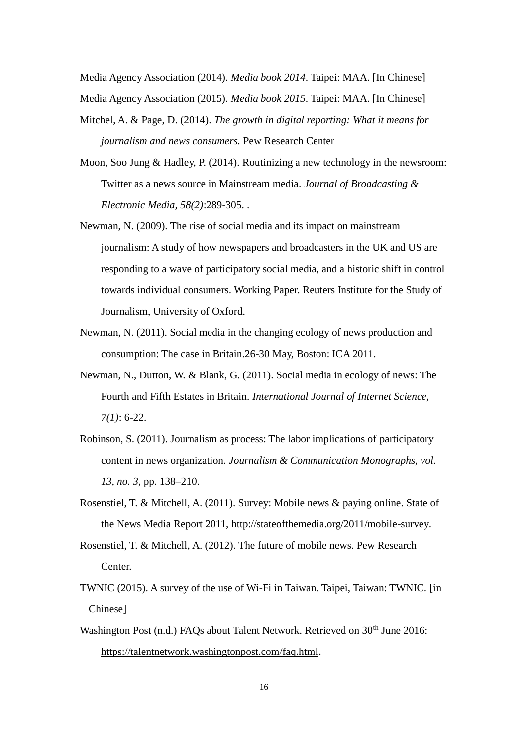Media Agency Association (2014). *Media book 2014*. Taipei: MAA. [In Chinese]

Media Agency Association (2015). *Media book 2015*. Taipei: MAA. [In Chinese]

Mitchel, A. & Page, D. (2014). *The growth in digital reporting: What it means for journalism and news consumers.* Pew Research Center

Moon, Soo Jung & Hadley, P. (2014). Routinizing a new technology in the newsroom: Twitter as a news source in Mainstream media. *Journal of Broadcasting & Electronic Media, 58(2)*:289-305. .

Newman, N. (2009). The rise of social media and its impact on mainstream journalism: A study of how newspapers and broadcasters in the UK and US are responding to a wave of participatory social media, and a historic shift in control towards individual consumers. Working Paper. Reuters Institute for the Study of Journalism, University of Oxford.

Newman, N. (2011). Social media in the changing ecology of news production and consumption: The case in Britain.26-30 May, Boston: ICA 2011.

Newman, N., Dutton, W. & Blank, G. (2011). Social media in ecology of news: The Fourth and Fifth Estates in Britain. *International Journal of Internet Science, 7(1)*: 6-22.

Robinson, S. (2011). Journalism as process: The labor implications of participatory content in news organization. *Journalism & Communication Monographs, vol. 13, no. 3,* pp. 138–210.

Rosenstiel, T. & Mitchell, A. (2011). Survey: Mobile news & paying online. State of the News Media Report 2011, http://stateofthemedia.org/2011/mobile-survey.

Rosenstiel, T. & Mitchell, A. (2012). The future of mobile news. Pew Research Center.

TWNIC (2015). A survey of the use of Wi-Fi in Taiwan. Taipei, Taiwan: TWNIC. [in Chinese]

Washington Post (n.d.) FAQs about Talent Network. Retrieved on 30th June 2016: https://talentnetwork.washingtonpost.com/faq.html.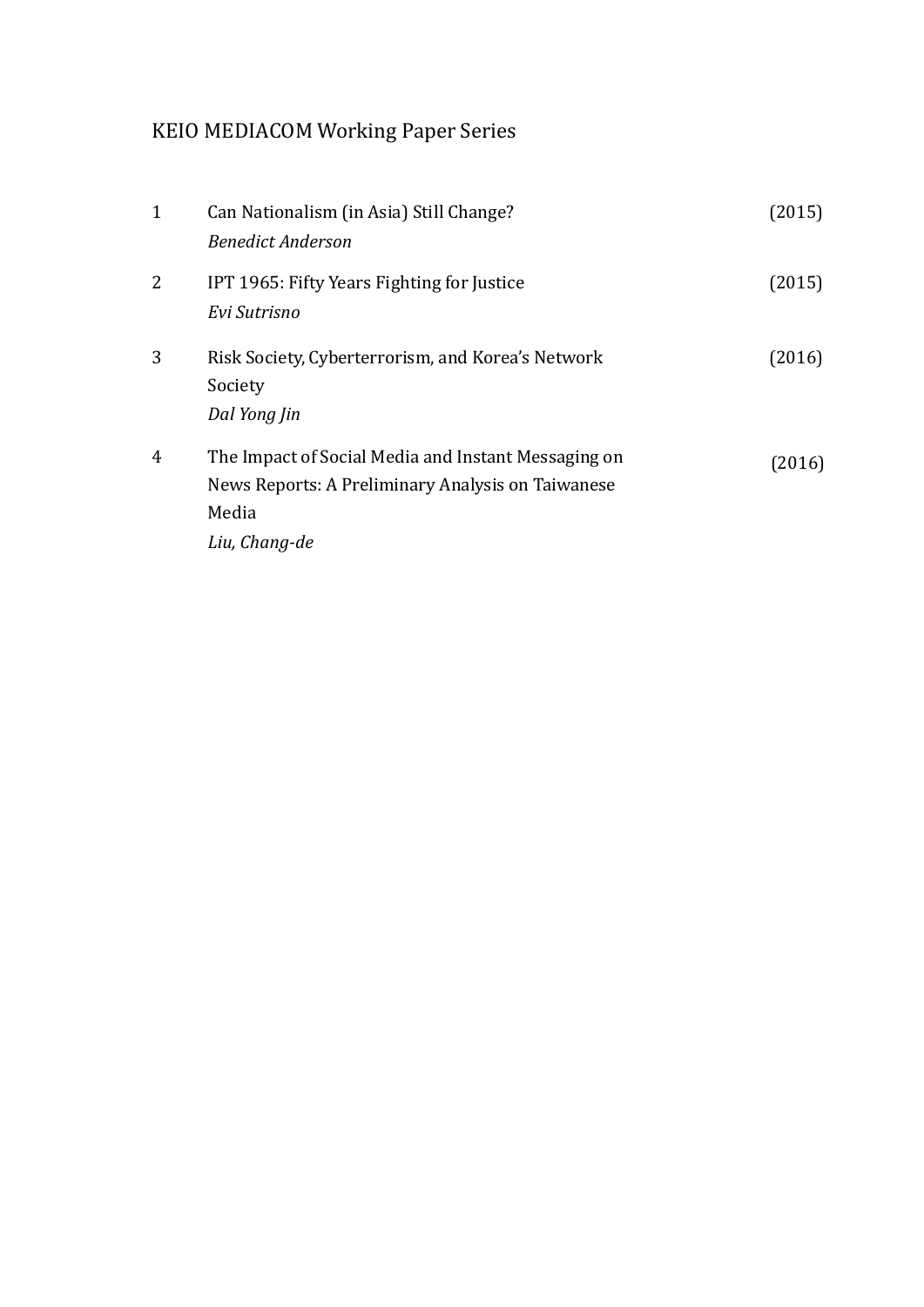KEIO MEDIACOM Working Paper Series

| | | |
|---|---|---|
| 1 | Can Nationalism (in Asia) Still Change? *Benedict Anderson* | (2015) |
| 2 | IPT 1965: Fifty Years Fighting for Justice *Evi Sutrisno* | (2015) |
| 3 | Risk Society, Cyberterrorism, and Korea's Network Society *Dal Yong Jin* | (2016) |
| 4 | The Impact of Social Media and Instant Messaging on News Reports: A Preliminary Analysis on Taiwanese Media *Liu, Chang-de* | (2016) |